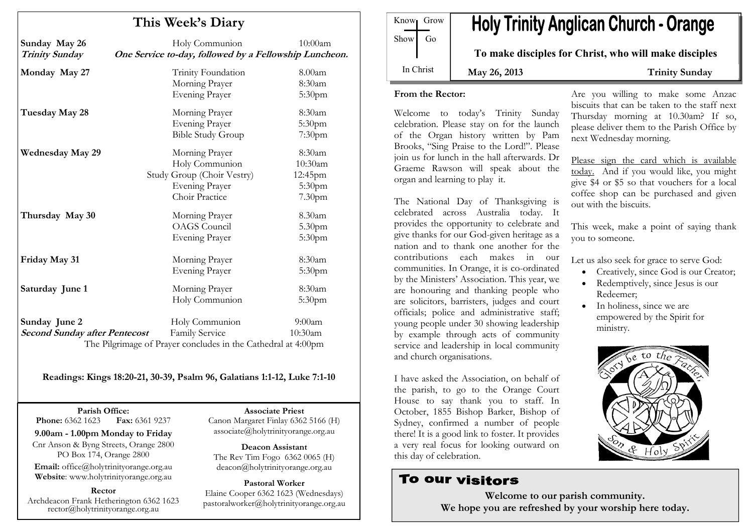# This Week's Diary

| | | |
|---|---|---|
| **Sunday May 26** *Trinity Sunday* | Holy Communion | 10:00am |
| | ***One Service to-day, followed by a Fellowship Luncheon.*** | |
| **Monday May 27** | Trinity Foundation | 8.00am |
| | Morning Prayer | 8:30am |
| | Evening Prayer | 5:30pm |
| **Tuesday May 28** | Morning Prayer | 8:30am |
| | Evening Prayer | 5:30pm |
| | Bible Study Group | 7:30pm |
| **Wednesday May 29** | Morning Prayer | 8:30am |
| | Holy Communion | 10:30am |
| | Study Group (Choir Vestry) | 12:45pm |
| | Evening Prayer | 5:30pm |
| | Choir Practice | 7.30pm |
| **Thursday May 30** | Morning Prayer | 8.30am |
| | OAGS Council | 5.30pm |
| | Evening Prayer | 5:30pm |
| **Friday May 31** | Morning Prayer | 8:30am |
| | Evening Prayer | 5:30pm |
| **Saturday June 1** | Morning Prayer | 8:30am |
| | Holy Communion | 5:30pm |
| **Sunday June 2** | Holy Communion | 9:00am |
| ***Second Sunday after Pentecost*** | Family Service | 10:30am |

The Pilgrimage of Prayer concludes in the Cathedral at 4:00pm

**Readings: Kings 18:20-21, 30-39, Psalm 96, Galatians 1:1-12, Luke 7:1-10**

**Parish Office:**
**Phone:** 6362 1623 **Fax:** 6361 9237
**9.00am - 1.00pm Monday to Friday**
Cnr Anson & Byng Streets, Orange 2800
PO Box 174, Orange 2800
**Email:** office@holytrinityorange.org.au
**Website**: www.holytrinityorange.org.au

**Rector**
Archdeacon Frank Hetherington 6362 1623
rector@holytrinityorange.org.au

**Associate Priest**
Canon Margaret Finlay 6362 5166 (H)
associate@holytrinityorange.org.au

**Deacon Assistant**
The Rev Tim Fogo 6362 0065 (H)
deacon@holytrinityorange.org.au

**Pastoral Worker**
Elaine Cooper 6362 1623 (Wednesdays)
pastoralworker@holytrinityorange.org.au

Know Grow Show Go In Christ

# Holy Trinity Anglican Church - Orange

**To make disciples for Christ, who will make disciples**

**May 26, 2013** **Trinity Sunday**

**From the Rector:**

Welcome to today's Trinity Sunday celebration. Please stay on for the launch of the Organ history written by Pam Brooks, "Sing Praise to the Lord!". Please join us for lunch in the hall afterwards. Dr Graeme Rawson will speak about the organ and learning to play it.

The National Day of Thanksgiving is celebrated across Australia today. It provides the opportunity to celebrate and give thanks for our God-given heritage as a nation and to thank one another for the contributions each makes in our communities. In Orange, it is co-ordinated by the Ministers' Association. This year, we are honouring and thanking people who are solicitors, barristers, judges and court officials; police and administrative staff; young people under 30 showing leadership by example through acts of community service and leadership in local community and church organisations.

I have asked the Association, on behalf of the parish, to go to the Orange Court House to say thank you to staff. In October, 1855 Bishop Barker, Bishop of Sydney, confirmed a number of people there! It is a good link to foster. It provides a very real focus for looking outward on this day of celebration.

Are you willing to make some Anzac biscuits that can be taken to the staff next Thursday morning at 10.30am? If so, please deliver them to the Parish Office by next Wednesday morning.

Please sign the card which is available today. And if you would like, you might give $4 or $5 so that vouchers for a local coffee shop can be purchased and given out with the biscuits.

This week, make a point of saying thank you to someone.

Let us also seek for grace to serve God:

- Creatively, since God is our Creator;
- Redemptively, since Jesus is our Redeemer;
- In holiness, since we are empowered by the Spirit for ministry.

Glory be to the Father, Son & Holy Spirit

## To our visitors

**Welcome to our parish community.**
**We hope you are refreshed by your worship here today.**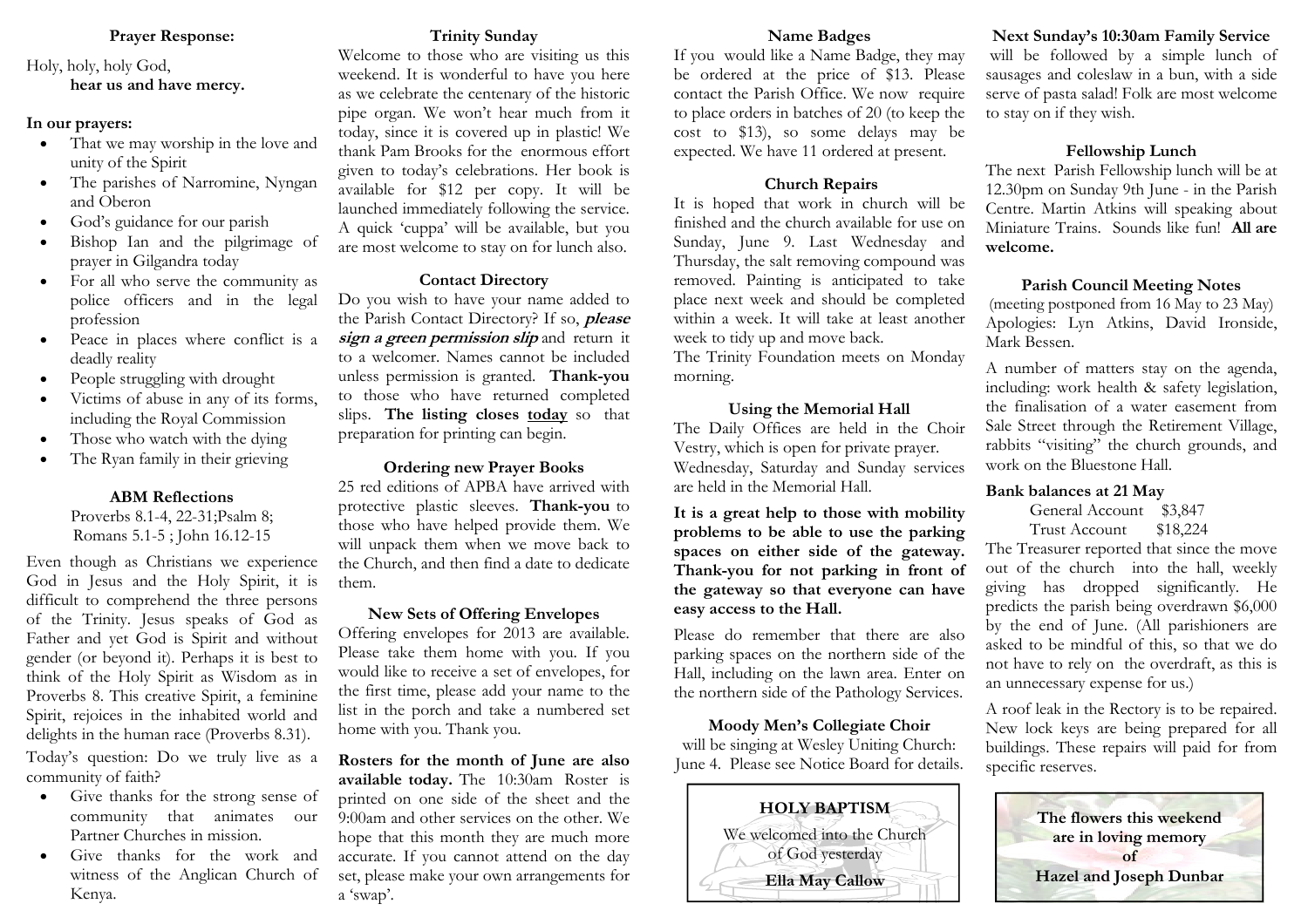**Prayer Response:**

Holy, holy, holy God,
**hear us and have mercy.**

**In our prayers:**

- That we may worship in the love and unity of the Spirit
- The parishes of Narromine, Nyngan and Oberon
- God's guidance for our parish
- Bishop Ian and the pilgrimage of prayer in Gilgandra today
- For all who serve the community as police officers and in the legal profession
- Peace in places where conflict is a deadly reality
- People struggling with drought
- Victims of abuse in any of its forms, including the Royal Commission
- Those who watch with the dying
- The Ryan family in their grieving

**ABM Reflections**

Proverbs 8.1-4, 22-31;Psalm 8;
Romans 5.1-5 ; John 16.12-15

Even though as Christians we experience God in Jesus and the Holy Spirit, it is difficult to comprehend the three persons of the Trinity. Jesus speaks of God as Father and yet God is Spirit and without gender (or beyond it). Perhaps it is best to think of the Holy Spirit as Wisdom as in Proverbs 8. This creative Spirit, a feminine Spirit, rejoices in the inhabited world and delights in the human race (Proverbs 8.31).

Today's question: Do we truly live as a community of faith?

- Give thanks for the strong sense of community that animates our Partner Churches in mission.
- Give thanks for the work and witness of the Anglican Church of Kenya.

**Trinity Sunday**

Welcome to those who are visiting us this weekend. It is wonderful to have you here as we celebrate the centenary of the historic pipe organ. We won't hear much from it today, since it is covered up in plastic! We thank Pam Brooks for the enormous effort given to today's celebrations. Her book is available for $12 per copy. It will be launched immediately following the service. A quick 'cuppa' will be available, but you are most welcome to stay on for lunch also.

**Contact Directory**

Do you wish to have your name added to the Parish Contact Directory? If so, ***please sign a green permission slip*** and return it to a welcomer. Names cannot be included unless permission is granted. **Thank-you** to those who have returned completed slips. **The listing closes today** so that preparation for printing can begin.

**Ordering new Prayer Books**

25 red editions of APBA have arrived with protective plastic sleeves. **Thank-you** to those who have helped provide them. We will unpack them when we move back to the Church, and then find a date to dedicate them.

**New Sets of Offering Envelopes**

Offering envelopes for 2013 are available. Please take them home with you. If you would like to receive a set of envelopes, for the first time, please add your name to the list in the porch and take a numbered set home with you. Thank you.

**Rosters for the month of June are also available today.** The 10:30am Roster is printed on one side of the sheet and the 9:00am and other services on the other. We hope that this month they are much more accurate. If you cannot attend on the day set, please make your own arrangements for a 'swap'.

**Name Badges**

If you would like a Name Badge, they may be ordered at the price of $13. Please contact the Parish Office. We now require to place orders in batches of 20 (to keep the cost to $13), so some delays may be expected. We have 11 ordered at present.

**Church Repairs**

It is hoped that work in church will be finished and the church available for use on Sunday, June 9. Last Wednesday and Thursday, the salt removing compound was removed. Painting is anticipated to take place next week and should be completed within a week. It will take at least another week to tidy up and move back.

The Trinity Foundation meets on Monday morning.

**Using the Memorial Hall**

The Daily Offices are held in the Choir Vestry, which is open for private prayer. Wednesday, Saturday and Sunday services are held in the Memorial Hall.

**It is a great help to those with mobility problems to be able to use the parking spaces on either side of the gateway. Thank-you for not parking in front of the gateway so that everyone can have easy access to the Hall.**

Please do remember that there are also parking spaces on the northern side of the Hall, including on the lawn area. Enter on the northern side of the Pathology Services.

**Moody Men's Collegiate Choir**

will be singing at Wesley Uniting Church: June 4. Please see Notice Board for details.

**HOLY BAPTISM**

We welcomed into the Church of God yesterday

**Ella May Callow**

**Next Sunday's 10:30am Family Service**

will be followed by a simple lunch of sausages and coleslaw in a bun, with a side serve of pasta salad! Folk are most welcome to stay on if they wish.

**Fellowship Lunch**

The next Parish Fellowship lunch will be at 12.30pm on Sunday 9th June - in the Parish Centre. Martin Atkins will speaking about Miniature Trains. Sounds like fun! **All are welcome.**

**Parish Council Meeting Notes**

(meeting postponed from 16 May to 23 May)
Apologies: Lyn Atkins, David Ironside, Mark Bessen.

A number of matters stay on the agenda, including: work health & safety legislation, the finalisation of a water easement from Sale Street through the Retirement Village, rabbits "visiting" the church grounds, and work on the Bluestone Hall.

**Bank balances at 21 May**

General Account $3,847
Trust Account $18,224

The Treasurer reported that since the move out of the church into the hall, weekly giving has dropped significantly. He predicts the parish being overdrawn $6,000 by the end of June. (All parishioners are asked to be mindful of this, so that we do not have to rely on the overdraft, as this is an unnecessary expense for us.)

A roof leak in the Rectory is to be repaired. New lock keys are being prepared for all buildings. These repairs will paid for from specific reserves.

**The flowers this weekend are in loving memory of Hazel and Joseph Dunbar**